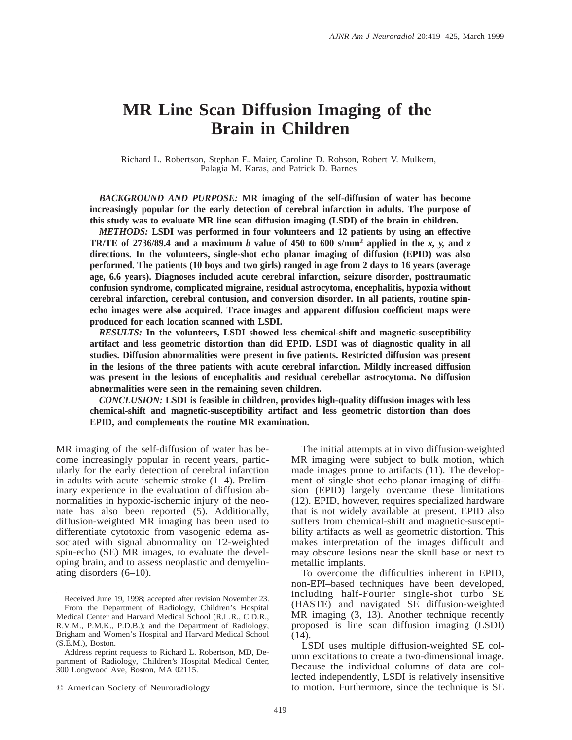# MR Line Scan Diffusion Imaging of the Brain in Children

Richard L. Robertson, Stephan E. Maier, Caroline D. Robson, Robert V. Mulkern, Palagia M. Karas, and Patrick D. Barnes

***BACKGROUND AND PURPOSE:*** **MR imaging of the self-diffusion of water has become increasingly popular for the early detection of cerebral infarction in adults. The purpose of this study was to evaluate MR line scan diffusion imaging (LSDI) of the brain in children.**

***METHODS:*** **LSDI was performed in four volunteers and 12 patients by using an effective TR/TE of 2736/89.4 and a maximum *b* value of 450 to 600 s/mm$^2$ applied in the *x, y,* and *z* directions. In the volunteers, single-shot echo planar imaging of diffusion (EPID) was also performed. The patients (10 boys and two girls) ranged in age from 2 days to 16 years (average age, 6.6 years). Diagnoses included acute cerebral infarction, seizure disorder, posttraumatic confusion syndrome, complicated migraine, residual astrocytoma, encephalitis, hypoxia without cerebral infarction, cerebral contusion, and conversion disorder. In all patients, routine spin-echo images were also acquired. Trace images and apparent diffusion coefficient maps were produced for each location scanned with LSDI.**

***RESULTS:*** **In the volunteers, LSDI showed less chemical-shift and magnetic-susceptibility artifact and less geometric distortion than did EPID. LSDI was of diagnostic quality in all studies. Diffusion abnormalities were present in five patients. Restricted diffusion was present in the lesions of the three patients with acute cerebral infarction. Mildly increased diffusion was present in the lesions of encephalitis and residual cerebellar astrocytoma. No diffusion abnormalities were seen in the remaining seven children.**

***CONCLUSION:*** **LSDI is feasible in children, provides high-quality diffusion images with less chemical-shift and magnetic-susceptibility artifact and less geometric distortion than does EPID, and complements the routine MR examination.**

MR imaging of the self-diffusion of water has become increasingly popular in recent years, particularly for the early detection of cerebral infarction in adults with acute ischemic stroke (1–4). Preliminary experience in the evaluation of diffusion abnormalities in hypoxic-ischemic injury of the neonate has also been reported (5). Additionally, diffusion-weighted MR imaging has been used to differentiate cytotoxic from vasogenic edema associated with signal abnormality on T2-weighted spin-echo (SE) MR images, to evaluate the developing brain, and to assess neoplastic and demyelinating disorders (6–10).

Received June 19, 1998; accepted after revision November 23.

From the Department of Radiology, Children's Hospital Medical Center and Harvard Medical School (R.L.R., C.D.R., R.V.M., P.M.K., P.D.B.); and the Department of Radiology, Brigham and Women's Hospital and Harvard Medical School (S.E.M.), Boston.

Address reprint requests to Richard L. Robertson, MD, Department of Radiology, Children's Hospital Medical Center, 300 Longwood Ave, Boston, MA 02115.

© American Society of Neuroradiology

The initial attempts at in vivo diffusion-weighted MR imaging were subject to bulk motion, which made images prone to artifacts (11). The development of single-shot echo-planar imaging of diffusion (EPID) largely overcame these limitations (12). EPID, however, requires specialized hardware that is not widely available at present. EPID also suffers from chemical-shift and magnetic-susceptibility artifacts as well as geometric distortion. This makes interpretation of the images difficult and may obscure lesions near the skull base or next to metallic implants.

To overcome the difficulties inherent in EPID, non-EPI–based techniques have been developed, including half-Fourier single-shot turbo SE (HASTE) and navigated SE diffusion-weighted MR imaging (3, 13). Another technique recently proposed is line scan diffusion imaging (LSDI) (14).

LSDI uses multiple diffusion-weighted SE column excitations to create a two-dimensional image. Because the individual columns of data are collected independently, LSDI is relatively insensitive to motion. Furthermore, since the technique is SE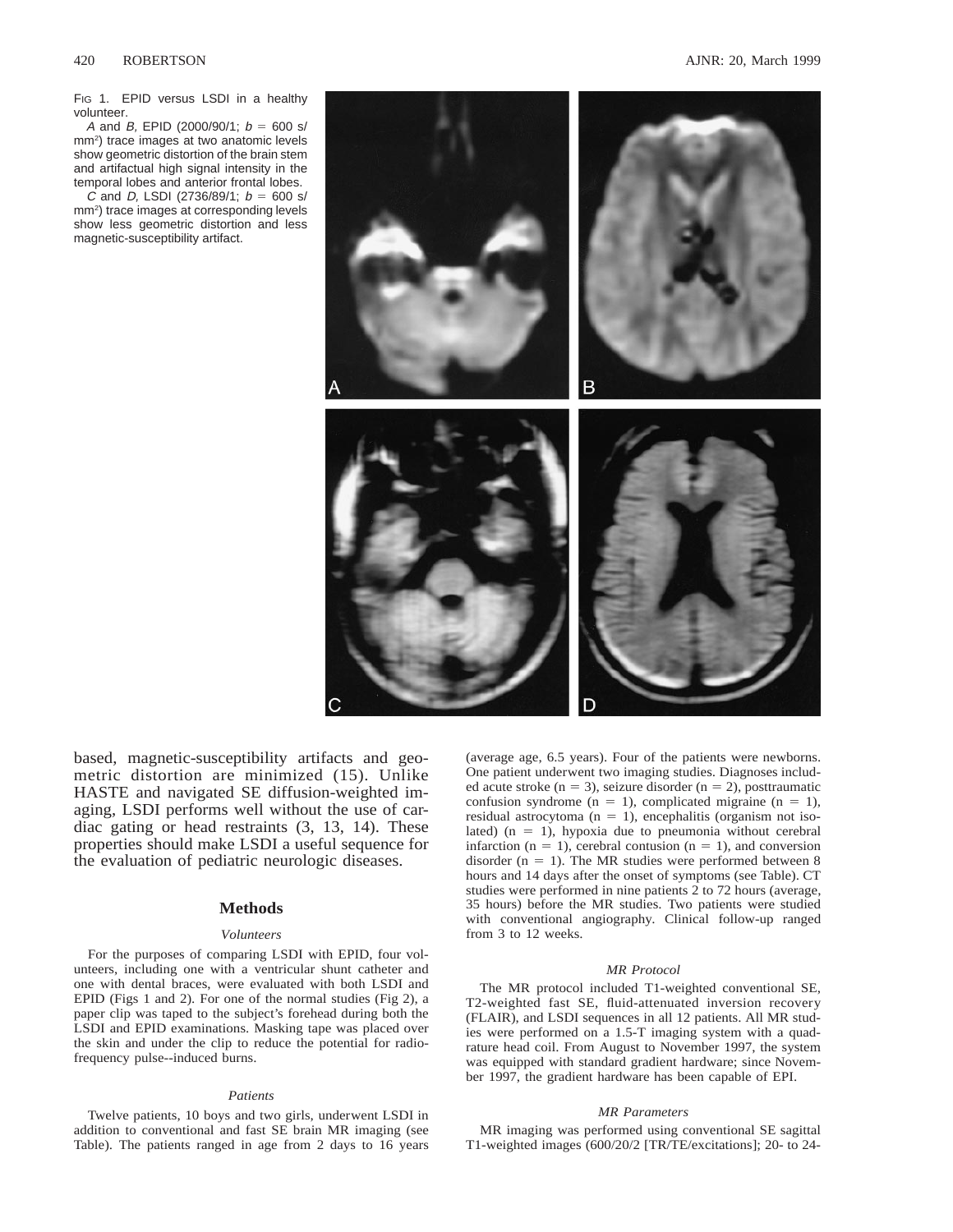FIG 1. EPID versus LSDI in a healthy volunteer.

*A* and *B*, EPID (2000/90/1; $b = 600$ s/mm$^2$) trace images at two anatomic levels show geometric distortion of the brain stem and artifactual high signal intensity in the temporal lobes and anterior frontal lobes.

*C* and *D*, LSDI (2736/89/1; $b = 600$ s/mm$^2$) trace images at corresponding levels show less geometric distortion and less magnetic-susceptibility artifact.

based, magnetic-susceptibility artifacts and geometric distortion are minimized (15). Unlike HASTE and navigated SE diffusion-weighted imaging, LSDI performs well without the use of cardiac gating or head restraints (3, 13, 14). These properties should make LSDI a useful sequence for the evaluation of pediatric neurologic diseases.

## Methods

### *Volunteers*

For the purposes of comparing LSDI with EPID, four volunteers, including one with a ventricular shunt catheter and one with dental braces, were evaluated with both LSDI and EPID (Figs 1 and 2). For one of the normal studies (Fig 2), a paper clip was taped to the subject's forehead during both the LSDI and EPID examinations. Masking tape was placed over the skin and under the clip to reduce the potential for radiofrequency pulse--induced burns.

### *Patients*

Twelve patients, 10 boys and two girls, underwent LSDI in addition to conventional and fast SE brain MR imaging (see Table). The patients ranged in age from 2 days to 16 years (average age, 6.5 years). Four of the patients were newborns. One patient underwent two imaging studies. Diagnoses included acute stroke (n = 3), seizure disorder (n = 2), posttraumatic confusion syndrome (n = 1), complicated migraine (n = 1), residual astrocytoma (n = 1), encephalitis (organism not isolated) (n = 1), hypoxia due to pneumonia without cerebral infarction (n = 1), cerebral contusion (n = 1), and conversion disorder (n = 1). The MR studies were performed between 8 hours and 14 days after the onset of symptoms (see Table). CT studies were performed in nine patients 2 to 72 hours (average, 35 hours) before the MR studies. Two patients were studied with conventional angiography. Clinical follow-up ranged from 3 to 12 weeks.

### *MR Protocol*

The MR protocol included T1-weighted conventional SE, T2-weighted fast SE, fluid-attenuated inversion recovery (FLAIR), and LSDI sequences in all 12 patients. All MR studies were performed on a 1.5-T imaging system with a quadrature head coil. From August to November 1997, the system was equipped with standard gradient hardware; since November 1997, the gradient hardware has been capable of EPI.

### *MR Parameters*

MR imaging was performed using conventional SE sagittal T1-weighted images (600/20/2 [TR/TE/excitations]; 20- to 24-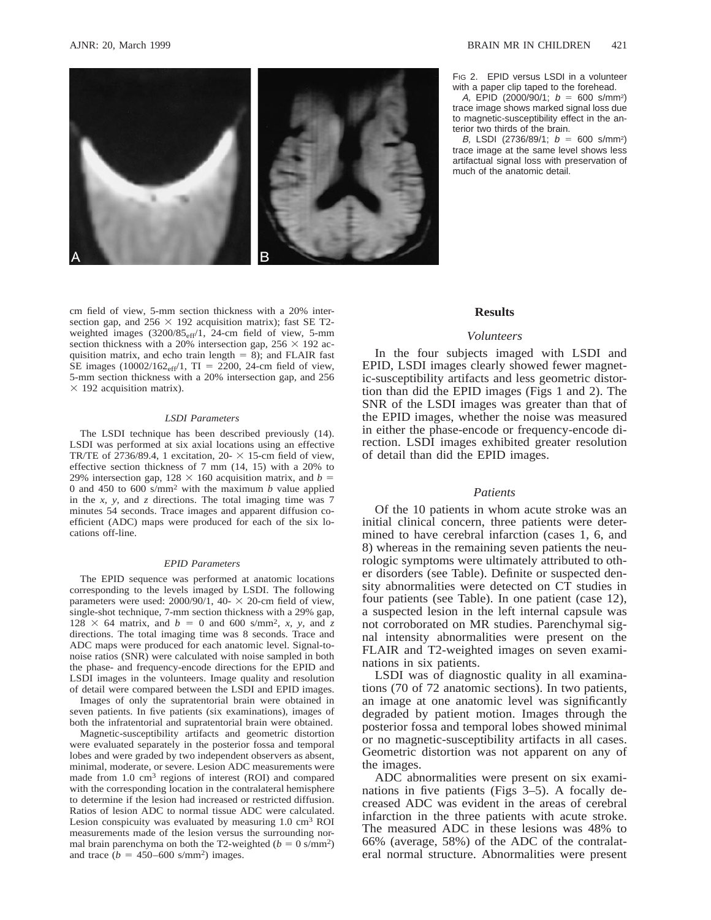FIG 2. EPID versus LSDI in a volunteer with a paper clip taped to the forehead.

*A*, EPID (2000/90/1; $b$ = 600 s/mm²) trace image shows marked signal loss due to magnetic-susceptibility effect in the anterior two thirds of the brain.

*B*, LSDI (2736/89/1; $b$ = 600 s/mm²) trace image at the same level shows less artifactual signal loss with preservation of much of the anatomic detail.

cm field of view, 5-mm section thickness with a 20% intersection gap, and 256 × 192 acquisition matrix); fast SE T2-weighted images ($3200/85_{eff}/1$, 24-cm field of view, 5-mm section thickness with a 20% intersection gap, 256 × 192 acquisition matrix, and echo train length = 8); and FLAIR fast SE images ($10002/162_{eff}/1$, TI = 2200, 24-cm field of view, 5-mm section thickness with a 20% intersection gap, and 256 × 192 acquisition matrix).

### *LSDI Parameters*

The LSDI technique has been described previously (14). LSDI was performed at six axial locations using an effective TR/TE of 2736/89.4, 1 excitation, 20- × 15-cm field of view, effective section thickness of 7 mm (14, 15) with a 20% to 29% intersection gap, 128 × 160 acquisition matrix, and $b$ = 0 and 450 to 600 s/mm² with the maximum $b$ value applied in the $x$, $y$, and $z$ directions. The total imaging time was 7 minutes 54 seconds. Trace images and apparent diffusion coefficient (ADC) maps were produced for each of the six locations off-line.

### *EPID Parameters*

The EPID sequence was performed at anatomic locations corresponding to the levels imaged by LSDI. The following parameters were used: 2000/90/1, 40- × 20-cm field of view, single-shot technique, 7-mm section thickness with a 29% gap, 128 × 64 matrix, and $b$ = 0 and 600 s/mm², $x$, $y$, and $z$ directions. The total imaging time was 8 seconds. Trace and ADC maps were produced for each anatomic level. Signal-to-noise ratios (SNR) were calculated with noise sampled in both the phase- and frequency-encode directions for the EPID and LSDI images in the volunteers. Image quality and resolution of detail were compared between the LSDI and EPID images.

Images of only the supratentorial brain were obtained in seven patients. In five patients (six examinations), images of both the infratentorial and supratentorial brain were obtained.

Magnetic-susceptibility artifacts and geometric distortion were evaluated separately in the posterior fossa and temporal lobes and were graded by two independent observers as absent, minimal, moderate, or severe. Lesion ADC measurements were made from 1.0 cm³ regions of interest (ROI) and compared with the corresponding location in the contralateral hemisphere to determine if the lesion had increased or restricted diffusion. Ratios of lesion ADC to normal tissue ADC were calculated. Lesion conspicuity was evaluated by measuring 1.0 cm³ ROI measurements made of the lesion versus the surrounding normal brain parenchyma on both the T2-weighted ($b$ = 0 s/mm²) and trace ($b$ = 450–600 s/mm²) images.

## Results

### *Volunteers*

In the four subjects imaged with LSDI and EPID, LSDI images clearly showed fewer magnetic-susceptibility artifacts and less geometric distortion than did the EPID images (Figs 1 and 2). The SNR of the LSDI images was greater than that of the EPID images, whether the noise was measured in either the phase-encode or frequency-encode direction. LSDI images exhibited greater resolution of detail than did the EPID images.

### *Patients*

Of the 10 patients in whom acute stroke was an initial clinical concern, three patients were determined to have cerebral infarction (cases 1, 6, and 8) whereas in the remaining seven patients the neurologic symptoms were ultimately attributed to other disorders (see Table). Definite or suspected density abnormalities were detected on CT studies in four patients (see Table). In one patient (case 12), a suspected lesion in the left internal capsule was not corroborated on MR studies. Parenchymal signal intensity abnormalities were present on the FLAIR and T2-weighted images on seven examinations in six patients.

LSDI was of diagnostic quality in all examinations (70 of 72 anatomic sections). In two patients, an image at one anatomic level was significantly degraded by patient motion. Images through the posterior fossa and temporal lobes showed minimal or no magnetic-susceptibility artifacts in all cases. Geometric distortion was not apparent on any of the images.

ADC abnormalities were present on six examinations in five patients (Figs 3–5). A focally decreased ADC was evident in the areas of cerebral infarction in the three patients with acute stroke. The measured ADC in these lesions was 48% to 66% (average, 58%) of the ADC of the contralateral normal structure. Abnormalities were present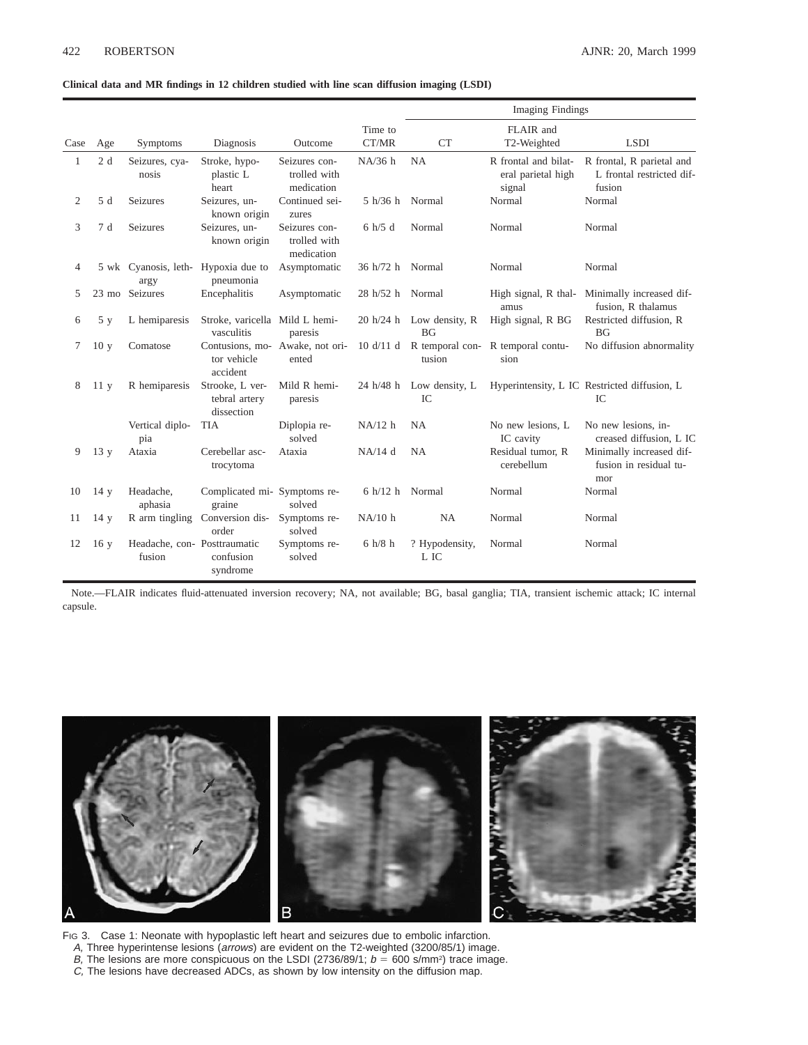**Clinical data and MR findings in 12 children studied with line scan diffusion imaging (LSDI)**

| Case | Age | Symptoms | Diagnosis | Outcome | Time to CT/MR | Imaging Findings | | |
|---|---|---|---|---|---|---|---|---|
| | | | | | | CT | FLAIR and T2-Weighted | LSDI |
| 1 | 2 d | Seizures, cyanosis | Stroke, hypoplastic L heart | Seizures controlled with medication | NA/36 h | NA | R frontal and bilateral parietal high signal | R frontal, R parietal and L frontal restricted diffusion |
| 2 | 5 d | Seizures | Seizures, unknown origin | Continued seizures | 5 h/36 h | Normal | Normal | Normal |
| 3 | 7 d | Seizures | Seizures, unknown origin | Seizures controlled with medication | 6 h/5 d | Normal | Normal | Normal |
| 4 | 5 wk | Cyanosis, lethargy | Hypoxia due to pneumonia | Asymptomatic | 36 h/72 h | Normal | Normal | Normal |
| 5 | 23 mo | Seizures | Encephalitis | Asymptomatic | 28 h/52 h | Normal | High signal, R thalamus | Minimally increased diffusion, R thalamus |
| 6 | 5 y | L hemiparesis | Stroke, varicella vasculitis | Mild L hemiparesis | 20 h/24 h | Low density, R BG | High signal, R BG | Restricted diffusion, R BG |
| 7 | 10 y | Comatose | Contusions, motor vehicle accident | Awake, not oriented | 10 d/11 d | R temporal contusion | R temporal contusion | No diffusion abnormality |
| 8 | 11 y | R hemiparesis | Strooke, L vertebral artery dissection | Mild R hemiparesis | 24 h/48 h | Low density, L IC | Hyperintensity, L IC | Restricted diffusion, L IC |
| | | Vertical diplopia | TIA | Diplopia resolved | NA/12 h | NA | No new lesions, L IC cavity | No new lesions, increased diffusion, L IC |
| 9 | 13 y | Ataxia | Cerebellar asctrocytoma | Ataxia | NA/14 d | NA | Residual tumor, R cerebellum | Minimally increased diffusion in residual tumor |
| 10 | 14 y | Headache, aphasia | Complicated migraine | Symptoms resolved | 6 h/12 h | Normal | Normal | Normal |
| 11 | 14 y | R arm tingling | Conversion disorder | Symptoms resolved | NA/10 h | NA | Normal | Normal |
| 12 | 16 y | Headache, confusion | Posttraumatic confusion syndrome | Symptoms resolved | 6 h/8 h | ? Hypodensity, L IC | Normal | Normal |

Note.—FLAIR indicates fluid-attenuated inversion recovery; NA, not available; BG, basal ganglia; TIA, transient ischemic attack; IC internal capsule.

FIG 3. Case 1: Neonate with hypoplastic left heart and seizures due to embolic infarction.

*A,* Three hyperintense lesions (*arrows*) are evident on the T2-weighted (3200/85/1) image.

*B,* The lesions are more conspicuous on the LSDI (2736/89/1; $b = 600$ s/mm$^2$) trace image.

*C,* The lesions have decreased ADCs, as shown by low intensity on the diffusion map.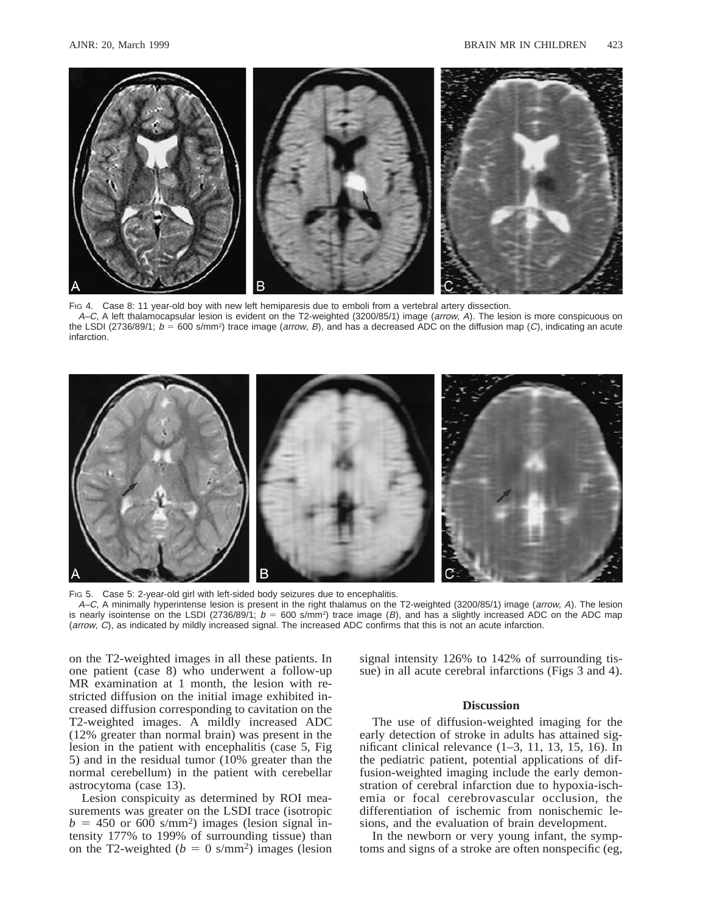FIG 4. Case 8: 11 year-old boy with new left hemiparesis due to emboli from a vertebral artery dissection.

*A–C,* A left thalamocapsular lesion is evident on the T2-weighted (3200/85/1) image (*arrow, A*). The lesion is more conspicuous on the LSDI (2736/89/1; $b = 600$ s/mm$^2$) trace image (*arrow, B*), and has a decreased ADC on the diffusion map (*C*), indicating an acute infarction.

FIG 5. Case 5: 2-year-old girl with left-sided body seizures due to encephalitis.

*A–C,* A minimally hyperintense lesion is present in the right thalamus on the T2-weighted (3200/85/1) image (*arrow, A*). The lesion is nearly isointense on the LSDI (2736/89/1; $b = 600$ s/mm$^2$) trace image (*B*), and has a slightly increased ADC on the ADC map (*arrow, C*), as indicated by mildly increased signal. The increased ADC confirms that this is not an acute infarction.

on the T2-weighted images in all these patients. In one patient (case 8) who underwent a follow-up MR examination at 1 month, the lesion with restricted diffusion on the initial image exhibited increased diffusion corresponding to cavitation on the T2-weighted images. A mildly increased ADC (12% greater than normal brain) was present in the lesion in the patient with encephalitis (case 5, Fig 5) and in the residual tumor (10% greater than the normal cerebellum) in the patient with cerebellar astrocytoma (case 13).

Lesion conspicuity as determined by ROI measurements was greater on the LSDI trace (isotropic $b = 450$ or 600 s/mm$^2$) images (lesion signal intensity 177% to 199% of surrounding tissue) than on the T2-weighted ($b = 0$ s/mm$^2$) images (lesion signal intensity 126% to 142% of surrounding tissue) in all acute cerebral infarctions (Figs 3 and 4).

## Discussion

The use of diffusion-weighted imaging for the early detection of stroke in adults has attained significant clinical relevance (1–3, 11, 13, 15, 16). In the pediatric patient, potential applications of diffusion-weighted imaging include the early demonstration of cerebral infarction due to hypoxia-ischemia or focal cerebrovascular occlusion, the differentiation of ischemic from nonischemic lesions, and the evaluation of brain development.

In the newborn or very young infant, the symptoms and signs of a stroke are often nonspecific (eg,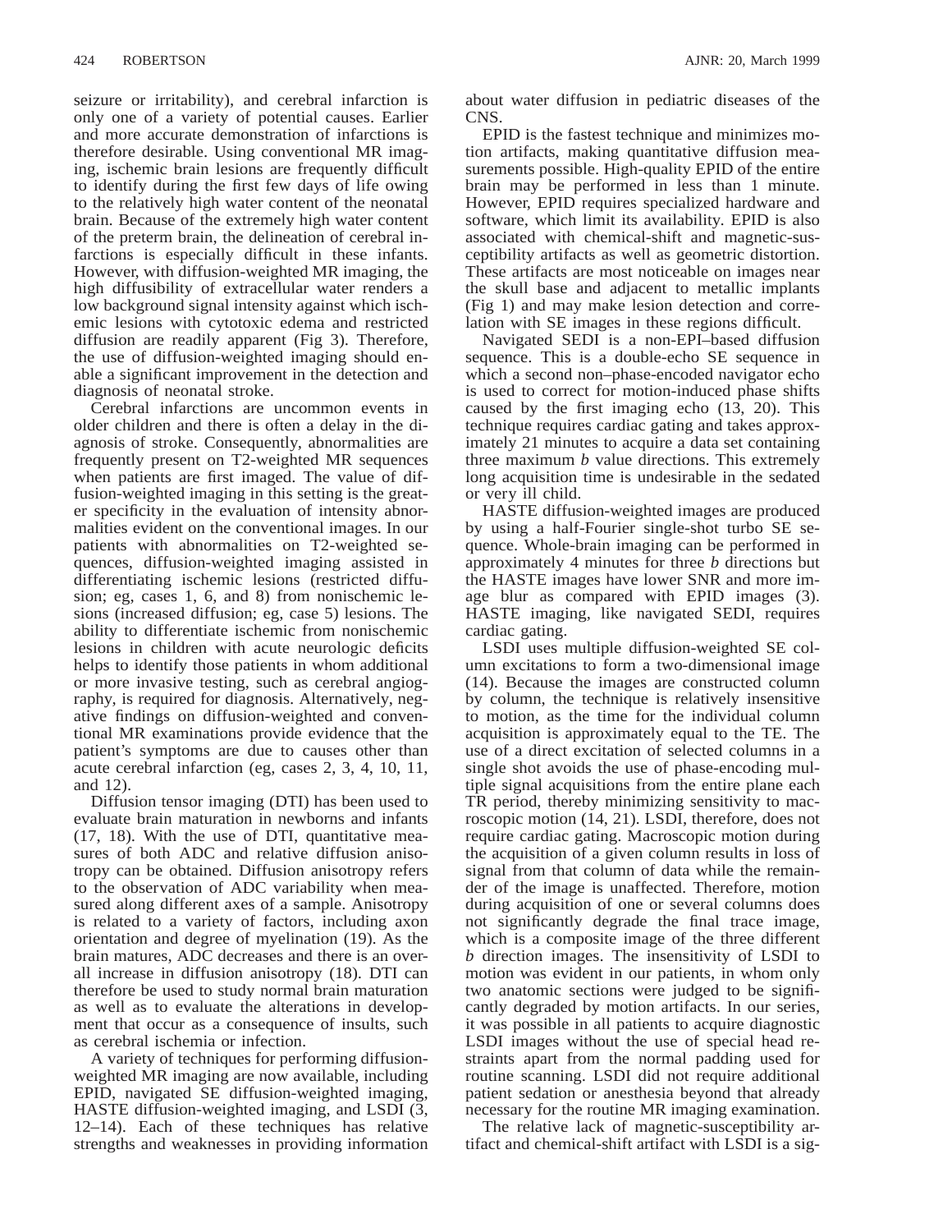seizure or irritability), and cerebral infarction is only one of a variety of potential causes. Earlier and more accurate demonstration of infarctions is therefore desirable. Using conventional MR imaging, ischemic brain lesions are frequently difficult to identify during the first few days of life owing to the relatively high water content of the neonatal brain. Because of the extremely high water content of the preterm brain, the delineation of cerebral infarctions is especially difficult in these infants. However, with diffusion-weighted MR imaging, the high diffusibility of extracellular water renders a low background signal intensity against which ischemic lesions with cytotoxic edema and restricted diffusion are readily apparent (Fig 3). Therefore, the use of diffusion-weighted imaging should enable a significant improvement in the detection and diagnosis of neonatal stroke.

Cerebral infarctions are uncommon events in older children and there is often a delay in the diagnosis of stroke. Consequently, abnormalities are frequently present on T2-weighted MR sequences when patients are first imaged. The value of diffusion-weighted imaging in this setting is the greater specificity in the evaluation of intensity abnormalities evident on the conventional images. In our patients with abnormalities on T2-weighted sequences, diffusion-weighted imaging assisted in differentiating ischemic lesions (restricted diffusion; eg, cases 1, 6, and 8) from nonischemic lesions (increased diffusion; eg, case 5) lesions. The ability to differentiate ischemic from nonischemic lesions in children with acute neurologic deficits helps to identify those patients in whom additional or more invasive testing, such as cerebral angiography, is required for diagnosis. Alternatively, negative findings on diffusion-weighted and conventional MR examinations provide evidence that the patient's symptoms are due to causes other than acute cerebral infarction (eg, cases 2, 3, 4, 10, 11, and 12).

Diffusion tensor imaging (DTI) has been used to evaluate brain maturation in newborns and infants (17, 18). With the use of DTI, quantitative measures of both ADC and relative diffusion anisotropy can be obtained. Diffusion anisotropy refers to the observation of ADC variability when measured along different axes of a sample. Anisotropy is related to a variety of factors, including axon orientation and degree of myelination (19). As the brain matures, ADC decreases and there is an overall increase in diffusion anisotropy (18). DTI can therefore be used to study normal brain maturation as well as to evaluate the alterations in development that occur as a consequence of insults, such as cerebral ischemia or infection.

A variety of techniques for performing diffusion-weighted MR imaging are now available, including EPID, navigated SE diffusion-weighted imaging, HASTE diffusion-weighted imaging, and LSDI (3, 12–14). Each of these techniques has relative strengths and weaknesses in providing information about water diffusion in pediatric diseases of the CNS.

EPID is the fastest technique and minimizes motion artifacts, making quantitative diffusion measurements possible. High-quality EPID of the entire brain may be performed in less than 1 minute. However, EPID requires specialized hardware and software, which limit its availability. EPID is also associated with chemical-shift and magnetic-susceptibility artifacts as well as geometric distortion. These artifacts are most noticeable on images near the skull base and adjacent to metallic implants (Fig 1) and may make lesion detection and correlation with SE images in these regions difficult.

Navigated SEDI is a non-EPI–based diffusion sequence. This is a double-echo SE sequence in which a second non–phase-encoded navigator echo is used to correct for motion-induced phase shifts caused by the first imaging echo (13, 20). This technique requires cardiac gating and takes approximately 21 minutes to acquire a data set containing three maximum *b* value directions. This extremely long acquisition time is undesirable in the sedated or very ill child.

HASTE diffusion-weighted images are produced by using a half-Fourier single-shot turbo SE sequence. Whole-brain imaging can be performed in approximately 4 minutes for three *b* directions but the HASTE images have lower SNR and more image blur as compared with EPID images (3). HASTE imaging, like navigated SEDI, requires cardiac gating.

LSDI uses multiple diffusion-weighted SE column excitations to form a two-dimensional image (14). Because the images are constructed column by column, the technique is relatively insensitive to motion, as the time for the individual column acquisition is approximately equal to the TE. The use of a direct excitation of selected columns in a single shot avoids the use of phase-encoding multiple signal acquisitions from the entire plane each TR period, thereby minimizing sensitivity to macroscopic motion (14, 21). LSDI, therefore, does not require cardiac gating. Macroscopic motion during the acquisition of a given column results in loss of signal from that column of data while the remainder of the image is unaffected. Therefore, motion during acquisition of one or several columns does not significantly degrade the final trace image, which is a composite image of the three different *b* direction images. The insensitivity of LSDI to motion was evident in our patients, in whom only two anatomic sections were judged to be significantly degraded by motion artifacts. In our series, it was possible in all patients to acquire diagnostic LSDI images without the use of special head restraints apart from the normal padding used for routine scanning. LSDI did not require additional patient sedation or anesthesia beyond that already necessary for the routine MR imaging examination.

The relative lack of magnetic-susceptibility artifact and chemical-shift artifact with LSDI is a sig-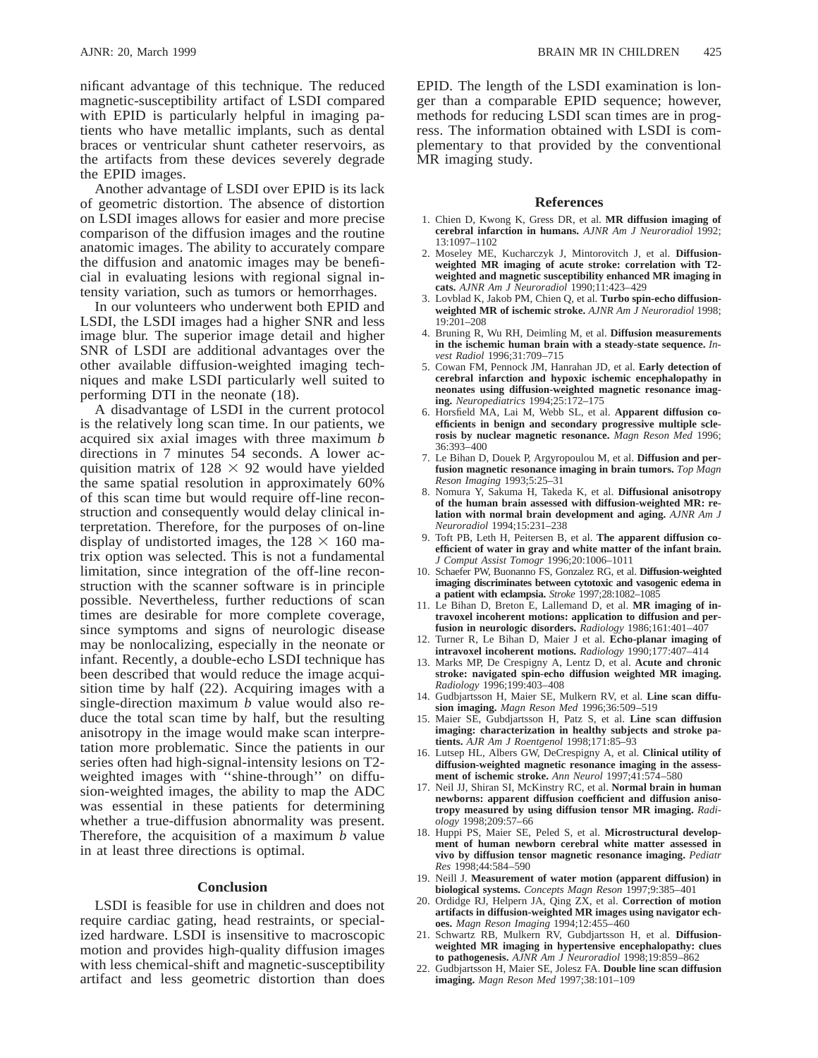nificant advantage of this technique. The reduced magnetic-susceptibility artifact of LSDI compared with EPID is particularly helpful in imaging patients who have metallic implants, such as dental braces or ventricular shunt catheter reservoirs, as the artifacts from these devices severely degrade the EPID images.

Another advantage of LSDI over EPID is its lack of geometric distortion. The absence of distortion on LSDI images allows for easier and more precise comparison of the diffusion images and the routine anatomic images. The ability to accurately compare the diffusion and anatomic images may be beneficial in evaluating lesions with regional signal intensity variation, such as tumors or hemorrhages.

In our volunteers who underwent both EPID and LSDI, the LSDI images had a higher SNR and less image blur. The superior image detail and higher SNR of LSDI are additional advantages over the other available diffusion-weighted imaging techniques and make LSDI particularly well suited to performing DTI in the neonate (18).

A disadvantage of LSDI in the current protocol is the relatively long scan time. In our patients, we acquired six axial images with three maximum *b* directions in 7 minutes 54 seconds. A lower acquisition matrix of $128 \times 92$ would have yielded the same spatial resolution in approximately 60% of this scan time but would require off-line reconstruction and consequently would delay clinical interpretation. Therefore, for the purposes of on-line display of undistorted images, the $128 \times 160$ matrix option was selected. This is not a fundamental limitation, since integration of the off-line reconstruction with the scanner software is in principle possible. Nevertheless, further reductions of scan times are desirable for more complete coverage, since symptoms and signs of neurologic disease may be nonlocalizing, especially in the neonate or infant. Recently, a double-echo LSDI technique has been described that would reduce the image acquisition time by half (22). Acquiring images with a single-direction maximum *b* value would also reduce the total scan time by half, but the resulting anisotropy in the image would make scan interpretation more problematic. Since the patients in our series often had high-signal-intensity lesions on T2-weighted images with ''shine-through'' on diffusion-weighted images, the ability to map the ADC was essential in these patients for determining whether a true-diffusion abnormality was present. Therefore, the acquisition of a maximum *b* value in at least three directions is optimal.

## Conclusion

LSDI is feasible for use in children and does not require cardiac gating, head restraints, or specialized hardware. LSDI is insensitive to macroscopic motion and provides high-quality diffusion images with less chemical-shift and magnetic-susceptibility artifact and less geometric distortion than does EPID. The length of the LSDI examination is longer than a comparable EPID sequence; however, methods for reducing LSDI scan times are in progress. The information obtained with LSDI is complementary to that provided by the conventional MR imaging study.

## References

1. Chien D, Kwong K, Gress DR, et al. **MR diffusion imaging of cerebral infarction in humans.** *AJNR Am J Neuroradiol* 1992; 13:1097–1102
2. Moseley ME, Kucharczyk J, Mintorovitch J, et al. **Diffusion-weighted MR imaging of acute stroke: correlation with T2-weighted and magnetic susceptibility enhanced MR imaging in cats.** *AJNR Am J Neuroradiol* 1990;11:423–429
3. Lovblad K, Jakob PM, Chien Q, et al. **Turbo spin-echo diffusion-weighted MR of ischemic stroke.** *AJNR Am J Neuroradiol* 1998; 19:201–208
4. Bruning R, Wu RH, Deimling M, et al. **Diffusion measurements in the ischemic human brain with a steady-state sequence.** *Invest Radiol* 1996;31:709–715
5. Cowan FM, Pennock JM, Hanrahan JD, et al. **Early detection of cerebral infarction and hypoxic ischemic encephalopathy in neonates using diffusion-weighted magnetic resonance imaging.** *Neuropediatrics* 1994;25:172–175
6. Horsfield MA, Lai M, Webb SL, et al. **Apparent diffusion coefficients in benign and secondary progressive multiple sclerosis by nuclear magnetic resonance.** *Magn Reson Med* 1996; 36:393–400
7. Le Bihan D, Douek P, Argyropoulou M, et al. **Diffusion and perfusion magnetic resonance imaging in brain tumors.** *Top Magn Reson Imaging* 1993;5:25–31
8. Nomura Y, Sakuma H, Takeda K, et al. **Diffusional anisotropy of the human brain assessed with diffusion-weighted MR: relation with normal brain development and aging.** *AJNR Am J Neuroradiol* 1994;15:231–238
9. Toft PB, Leth H, Peitersen B, et al. **The apparent diffusion coefficient of water in gray and white matter of the infant brain.** *J Comput Assist Tomogr* 1996;20:1006–1011
10. Schaefer PW, Buonanno FS, Gonzalez RG, et al. **Diffusion-weighted imaging discriminates between cytotoxic and vasogenic edema in a patient with eclampsia.** *Stroke* 1997;28:1082–1085
11. Le Bihan D, Breton E, Lallemand D, et al. **MR imaging of intravoxel incoherent motions: application to diffusion and perfusion in neurologic disorders.** *Radiology* 1986;161:401–407
12. Turner R, Le Bihan D, Maier J et al. **Echo-planar imaging of intravoxel incoherent motions.** *Radiology* 1990;177:407–414
13. Marks MP, De Crespigny A, Lentz D, et al. **Acute and chronic stroke: navigated spin-echo diffusion weighted MR imaging.** *Radiology* 1996;199:403–408
14. Gudbjartsson H, Maier SE, Mulkern RV, et al. **Line scan diffusion imaging.** *Magn Reson Med* 1996;36:509–519
15. Maier SE, Gubdjartsson H, Patz S, et al. **Line scan diffusion imaging: characterization in healthy subjects and stroke patients.** *AJR Am J Roentgenol* 1998;171:85–93
16. Lutsep HL, Albers GW, DeCrespigny A, et al. **Clinical utility of diffusion-weighted magnetic resonance imaging in the assessment of ischemic stroke.** *Ann Neurol* 1997;41:574–580
17. Neil JJ, Shiran SI, McKinstry RC, et al. **Normal brain in human newborns: apparent diffusion coefficient and diffusion anisotropy measured by using diffusion tensor MR imaging.** *Radiology* 1998;209:57–66
18. Huppi PS, Maier SE, Peled S, et al. **Microstructural development of human newborn cerebral white matter assessed in vivo by diffusion tensor magnetic resonance imaging.** *Pediatr Res* 1998;44:584–590
19. Neill J. **Measurement of water motion (apparent diffusion) in biological systems.** *Concepts Magn Reson* 1997;9:385–401
20. Ordidge RJ, Helpern JA, Qing ZX, et al. **Correction of motion artifacts in diffusion-weighted MR images using navigator echoes.** *Magn Reson Imaging* 1994;12:455–460
21. Schwartz RB, Mulkern RV, Gubdjartsson H, et al. **Diffusion-weighted MR imaging in hypertensive encephalopathy: clues to pathogenesis.** *AJNR Am J Neuroradiol* 1998;19:859–862
22. Gudbjartsson H, Maier SE, Jolesz FA. **Double line scan diffusion imaging.** *Magn Reson Med* 1997;38:101–109